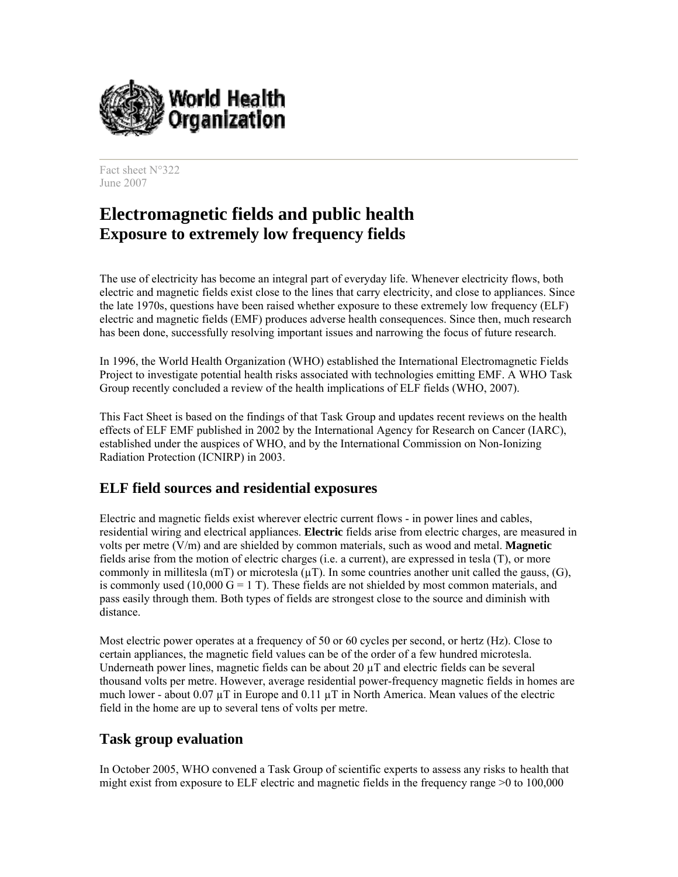Fact sheet N°322
June 2007

# Electromagnetic fields and public health
## Exposure to extremely low frequency fields

The use of electricity has become an integral part of everyday life. Whenever electricity flows, both electric and magnetic fields exist close to the lines that carry electricity, and close to appliances. Since the late 1970s, questions have been raised whether exposure to these extremely low frequency (ELF) electric and magnetic fields (EMF) produces adverse health consequences. Since then, much research has been done, successfully resolving important issues and narrowing the focus of future research.

In 1996, the World Health Organization (WHO) established the International Electromagnetic Fields Project to investigate potential health risks associated with technologies emitting EMF. A WHO Task Group recently concluded a review of the health implications of ELF fields (WHO, 2007).

This Fact Sheet is based on the findings of that Task Group and updates recent reviews on the health effects of ELF EMF published in 2002 by the International Agency for Research on Cancer (IARC), established under the auspices of WHO, and by the International Commission on Non-Ionizing Radiation Protection (ICNIRP) in 2003.

## ELF field sources and residential exposures

Electric and magnetic fields exist wherever electric current flows - in power lines and cables, residential wiring and electrical appliances. **Electric** fields arise from electric charges, are measured in volts per metre (V/m) and are shielded by common materials, such as wood and metal. **Magnetic** fields arise from the motion of electric charges (i.e. a current), are expressed in tesla (T), or more commonly in millitesla (mT) or microtesla (μT). In some countries another unit called the gauss, (G), is commonly used (10,000 G = 1 T). These fields are not shielded by most common materials, and pass easily through them. Both types of fields are strongest close to the source and diminish with distance.

Most electric power operates at a frequency of 50 or 60 cycles per second, or hertz (Hz). Close to certain appliances, the magnetic field values can be of the order of a few hundred microtesla. Underneath power lines, magnetic fields can be about 20 μT and electric fields can be several thousand volts per metre. However, average residential power-frequency magnetic fields in homes are much lower - about 0.07 μT in Europe and 0.11 μT in North America. Mean values of the electric field in the home are up to several tens of volts per metre.

## Task group evaluation

In October 2005, WHO convened a Task Group of scientific experts to assess any risks to health that might exist from exposure to ELF electric and magnetic fields in the frequency range >0 to 100,000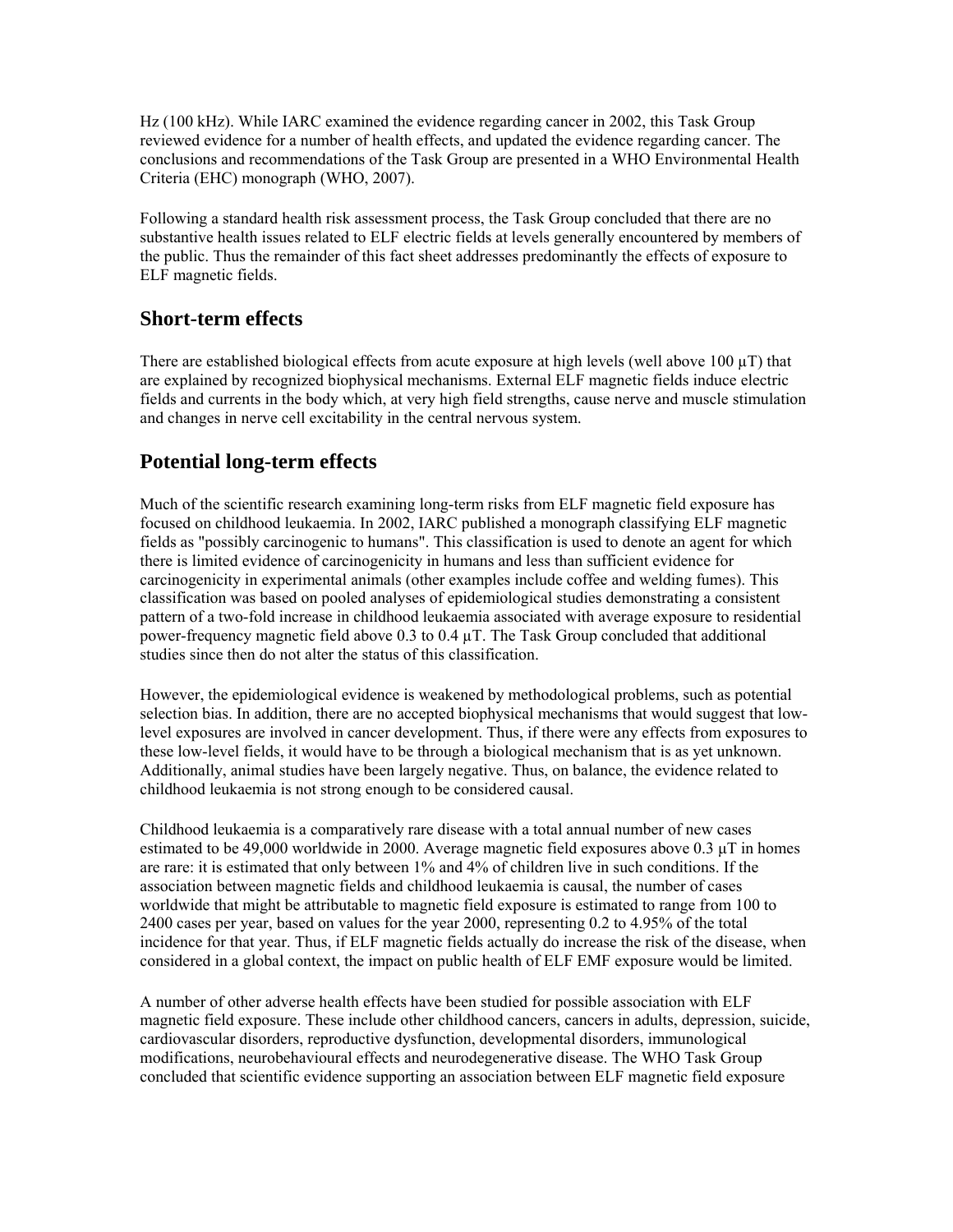Hz (100 kHz). While IARC examined the evidence regarding cancer in 2002, this Task Group reviewed evidence for a number of health effects, and updated the evidence regarding cancer. The conclusions and recommendations of the Task Group are presented in a WHO Environmental Health Criteria (EHC) monograph (WHO, 2007).

Following a standard health risk assessment process, the Task Group concluded that there are no substantive health issues related to ELF electric fields at levels generally encountered by members of the public. Thus the remainder of this fact sheet addresses predominantly the effects of exposure to ELF magnetic fields.

## Short-term effects

There are established biological effects from acute exposure at high levels (well above 100 µT) that are explained by recognized biophysical mechanisms. External ELF magnetic fields induce electric fields and currents in the body which, at very high field strengths, cause nerve and muscle stimulation and changes in nerve cell excitability in the central nervous system.

## Potential long-term effects

Much of the scientific research examining long-term risks from ELF magnetic field exposure has focused on childhood leukaemia. In 2002, IARC published a monograph classifying ELF magnetic fields as "possibly carcinogenic to humans". This classification is used to denote an agent for which there is limited evidence of carcinogenicity in humans and less than sufficient evidence for carcinogenicity in experimental animals (other examples include coffee and welding fumes). This classification was based on pooled analyses of epidemiological studies demonstrating a consistent pattern of a two-fold increase in childhood leukaemia associated with average exposure to residential power-frequency magnetic field above 0.3 to 0.4 µT. The Task Group concluded that additional studies since then do not alter the status of this classification.

However, the epidemiological evidence is weakened by methodological problems, such as potential selection bias. In addition, there are no accepted biophysical mechanisms that would suggest that low-level exposures are involved in cancer development. Thus, if there were any effects from exposures to these low-level fields, it would have to be through a biological mechanism that is as yet unknown. Additionally, animal studies have been largely negative. Thus, on balance, the evidence related to childhood leukaemia is not strong enough to be considered causal.

Childhood leukaemia is a comparatively rare disease with a total annual number of new cases estimated to be 49,000 worldwide in 2000. Average magnetic field exposures above 0.3 µT in homes are rare: it is estimated that only between 1% and 4% of children live in such conditions. If the association between magnetic fields and childhood leukaemia is causal, the number of cases worldwide that might be attributable to magnetic field exposure is estimated to range from 100 to 2400 cases per year, based on values for the year 2000, representing 0.2 to 4.95% of the total incidence for that year. Thus, if ELF magnetic fields actually do increase the risk of the disease, when considered in a global context, the impact on public health of ELF EMF exposure would be limited.

A number of other adverse health effects have been studied for possible association with ELF magnetic field exposure. These include other childhood cancers, cancers in adults, depression, suicide, cardiovascular disorders, reproductive dysfunction, developmental disorders, immunological modifications, neurobehavioural effects and neurodegenerative disease. The WHO Task Group concluded that scientific evidence supporting an association between ELF magnetic field exposure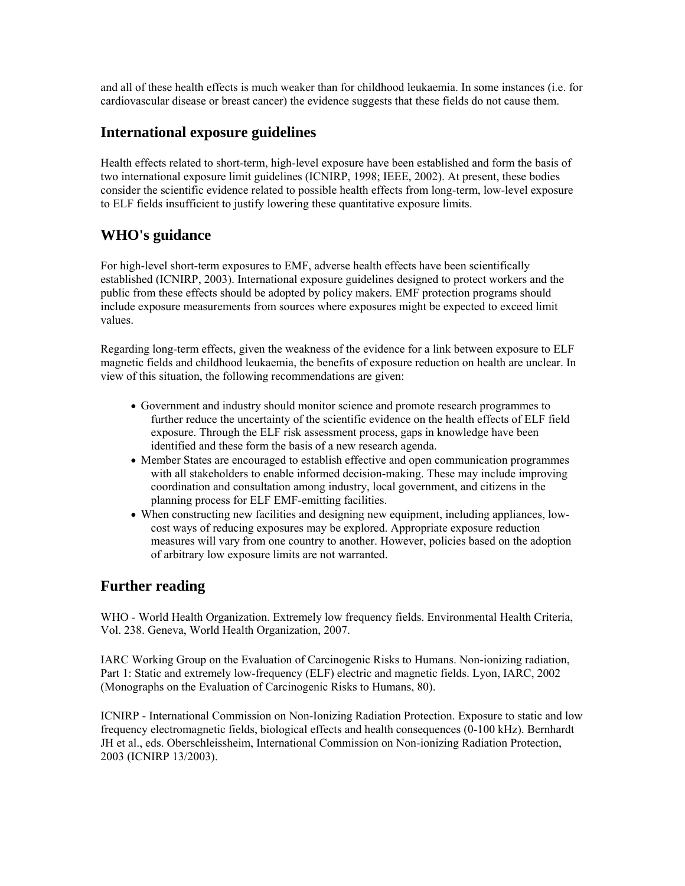and all of these health effects is much weaker than for childhood leukaemia. In some instances (i.e. for cardiovascular disease or breast cancer) the evidence suggests that these fields do not cause them.

## International exposure guidelines

Health effects related to short-term, high-level exposure have been established and form the basis of two international exposure limit guidelines (ICNIRP, 1998; IEEE, 2002). At present, these bodies consider the scientific evidence related to possible health effects from long-term, low-level exposure to ELF fields insufficient to justify lowering these quantitative exposure limits.

## WHO's guidance

For high-level short-term exposures to EMF, adverse health effects have been scientifically established (ICNIRP, 2003). International exposure guidelines designed to protect workers and the public from these effects should be adopted by policy makers. EMF protection programs should include exposure measurements from sources where exposures might be expected to exceed limit values.

Regarding long-term effects, given the weakness of the evidence for a link between exposure to ELF magnetic fields and childhood leukaemia, the benefits of exposure reduction on health are unclear. In view of this situation, the following recommendations are given:

- Government and industry should monitor science and promote research programmes to further reduce the uncertainty of the scientific evidence on the health effects of ELF field exposure. Through the ELF risk assessment process, gaps in knowledge have been identified and these form the basis of a new research agenda.
- Member States are encouraged to establish effective and open communication programmes with all stakeholders to enable informed decision-making. These may include improving coordination and consultation among industry, local government, and citizens in the planning process for ELF EMF-emitting facilities.
- When constructing new facilities and designing new equipment, including appliances, low-cost ways of reducing exposures may be explored. Appropriate exposure reduction measures will vary from one country to another. However, policies based on the adoption of arbitrary low exposure limits are not warranted.

## Further reading

WHO - World Health Organization. Extremely low frequency fields. Environmental Health Criteria, Vol. 238. Geneva, World Health Organization, 2007.

IARC Working Group on the Evaluation of Carcinogenic Risks to Humans. Non-ionizing radiation, Part 1: Static and extremely low-frequency (ELF) electric and magnetic fields. Lyon, IARC, 2002 (Monographs on the Evaluation of Carcinogenic Risks to Humans, 80).

ICNIRP - International Commission on Non-Ionizing Radiation Protection. Exposure to static and low frequency electromagnetic fields, biological effects and health consequences (0-100 kHz). Bernhardt JH et al., eds. Oberschleissheim, International Commission on Non-ionizing Radiation Protection, 2003 (ICNIRP 13/2003).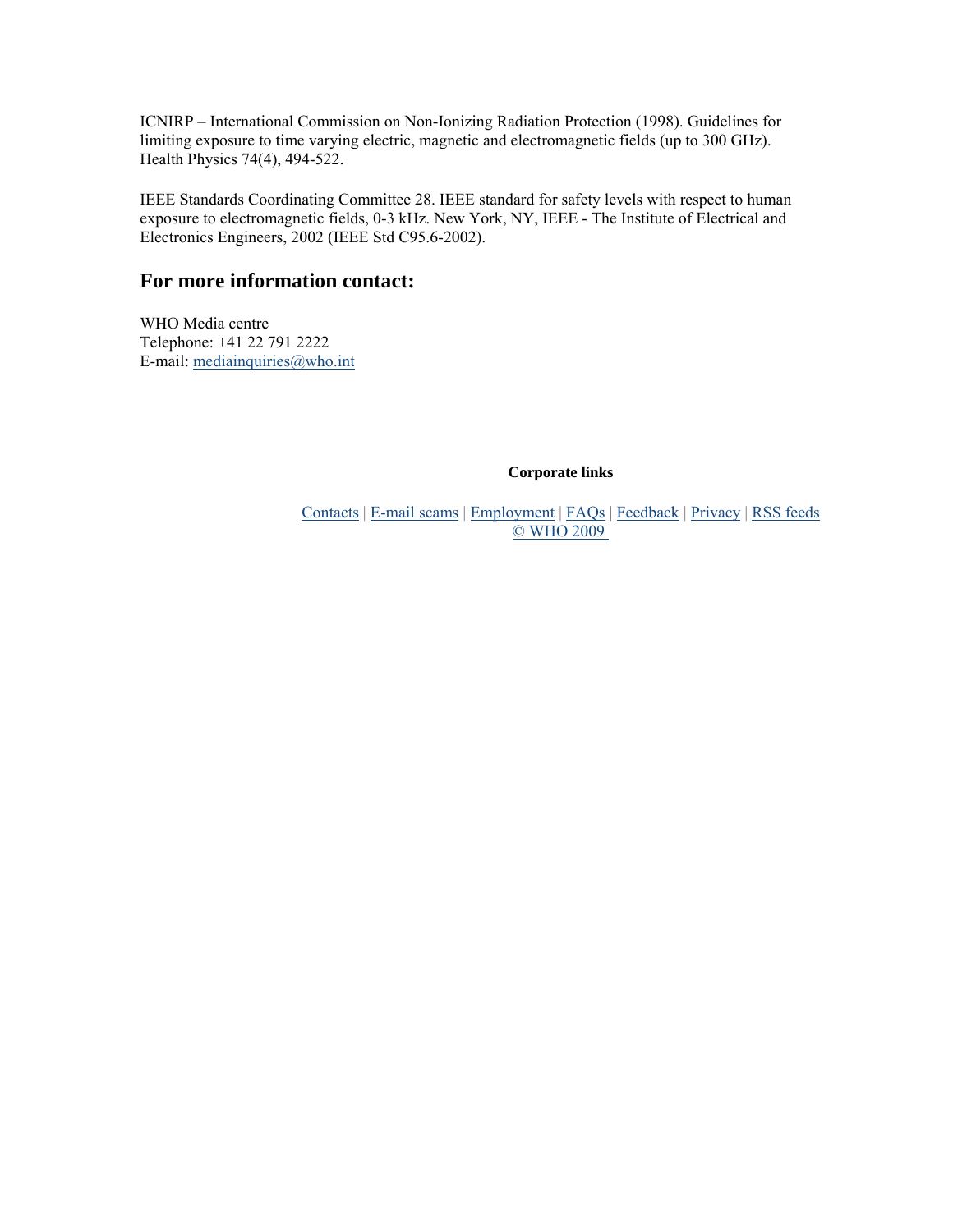ICNIRP – International Commission on Non-Ionizing Radiation Protection (1998). Guidelines for limiting exposure to time varying electric, magnetic and electromagnetic fields (up to 300 GHz). Health Physics 74(4), 494-522.

IEEE Standards Coordinating Committee 28. IEEE standard for safety levels with respect to human exposure to electromagnetic fields, 0-3 kHz. New York, NY, IEEE - The Institute of Electrical and Electronics Engineers, 2002 (IEEE Std C95.6-2002).

## For more information contact:

WHO Media centre
Telephone: +41 22 791 2222
E-mail: mediainquiries@who.int

**Corporate links**

Contacts | E-mail scams | Employment | FAQs | Feedback | Privacy | RSS feeds
© WHO 2009